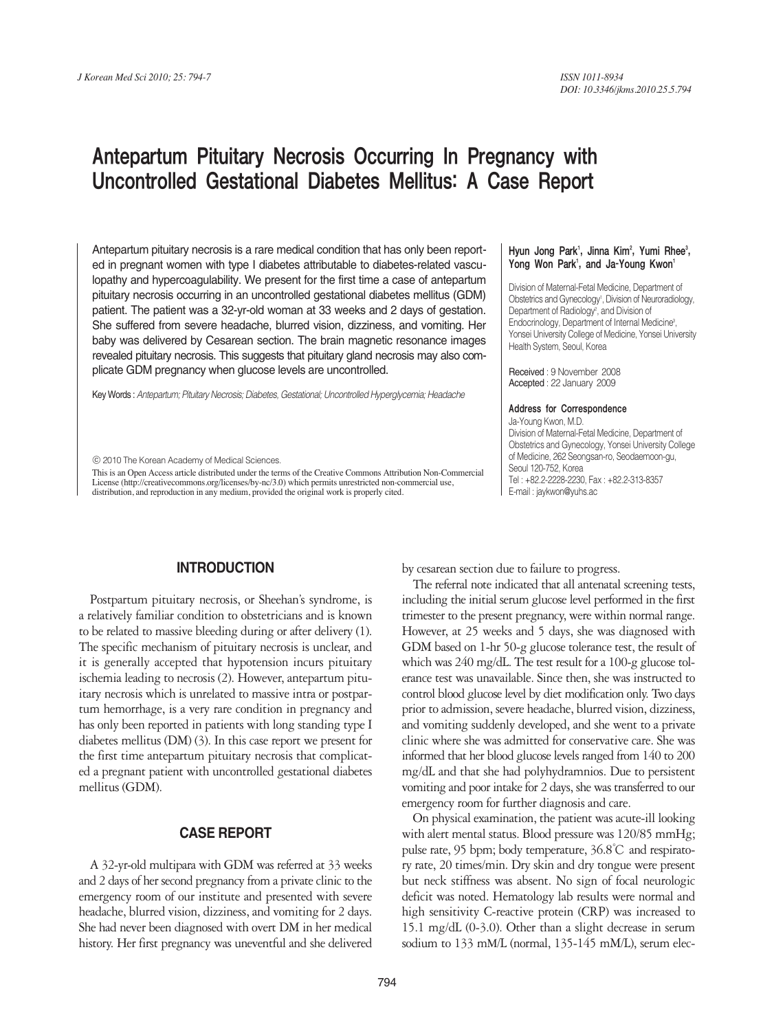# Antepartum Pituitary Necrosis Occurring In Pregnancy with Uncontrolled Gestational Diabetes Mellitus: A Case Report

Antepartum pituitary necrosis is a rare medical condition that has only been reported in pregnant women with type I diabetes attributable to diabetes-related vasculopathy and hypercoagulability. We present for the first time a case of antepartum pituitary necrosis occurring in an uncontrolled gestational diabetes mellitus (GDM) patient. The patient was a 32-yr-old woman at 33 weeks and 2 days of gestation. She suffered from severe headache, blurred vision, dizziness, and vomiting. Her baby was delivered by Cesarean section. The brain magnetic resonance images revealed pituitary necrosis. This suggests that pituitary gland necrosis may also complicate GDM pregnancy when glucose levels are uncontrolled.

Key Words : *Antepartum; Pituitary Necrosis; Diabetes, Gestational; Uncontrolled Hyperglycemia; Headache*

© 2010 The Korean Academy of Medical Sciences.

This is an Open Access article distributed under the terms of the Creative Commons Attribution Non-Commercial License (http://creativecommons.org/licenses/by-nc/3.0) which permits unrestricted non-commercial use, distribution, and reproduction in any medium, provided the original work is properly cited.

**Hyun Jong Park[1], Jinna Kim[2], Yumi Rhee[3], Yong Won Park[1], and Ja-Young Kwon[1]**

Division of Maternal-Fetal Medicine, Department of Obstetrics and Gynecology[1], Division of Neuroradiology, Department of Radiology[2], and Division of Endocrinology, Department of Internal Medicine[3], Yonsei University College of Medicine, Yonsei University Health System, Seoul, Korea

Received : 9 November 2008
Accepted : 22 January 2009

**Address for Correspondence**
Ja-Young Kwon, M.D.
Division of Maternal-Fetal Medicine, Department of Obstetrics and Gynecology, Yonsei University College of Medicine, 262 Seongsan-ro, Seodaemoon-gu, Seoul 120-752, Korea
Tel : +82.2-2228-2230, Fax : +82.2-313-8357
E-mail : jaykwon@yuhs.ac

## INTRODUCTION

Postpartum pituitary necrosis, or Sheehan's syndrome, is a relatively familiar condition to obstetricians and is known to be related to massive bleeding during or after delivery (1). The specific mechanism of pituitary necrosis is unclear, and it is generally accepted that hypotension incurs pituitary ischemia leading to necrosis (2). However, antepartum pituitary necrosis which is unrelated to massive intra or postpartum hemorrhage, is a very rare condition in pregnancy and has only been reported in patients with long standing type I diabetes mellitus (DM) (3). In this case report we present for the first time antepartum pituitary necrosis that complicated a pregnant patient with uncontrolled gestational diabetes mellitus (GDM).

## CASE REPORT

A 32-yr-old multipara with GDM was referred at 33 weeks and 2 days of her second pregnancy from a private clinic to the emergency room of our institute and presented with severe headache, blurred vision, dizziness, and vomiting for 2 days. She had never been diagnosed with overt DM in her medical history. Her first pregnancy was uneventful and she delivered by cesarean section due to failure to progress.

The referral note indicated that all antenatal screening tests, including the initial serum glucose level performed in the first trimester to the present pregnancy, were within normal range. However, at 25 weeks and 5 days, she was diagnosed with GDM based on 1-hr 50-g glucose tolerance test, the result of which was 240 mg/dL. The test result for a 100-g glucose tolerance test was unavailable. Since then, she was instructed to control blood glucose level by diet modification only. Two days prior to admission, severe headache, blurred vision, dizziness, and vomiting suddenly developed, and she went to a private clinic where she was admitted for conservative care. She was informed that her blood glucose levels ranged from 140 to 200 mg/dL and that she had polyhydramnios. Due to persistent vomiting and poor intake for 2 days, she was transferred to our emergency room for further diagnosis and care.

On physical examination, the patient was acute-ill looking with alert mental status. Blood pressure was 120/85 mmHg; pulse rate, 95 bpm; body temperature, 36.8°C and respiratory rate, 20 times/min. Dry skin and dry tongue were present but neck stiffness was absent. No sign of focal neurologic deficit was noted. Hematology lab results were normal and high sensitivity C-reactive protein (CRP) was increased to 15.1 mg/dL (0-3.0). Other than a slight decrease in serum sodium to 133 mM/L (normal, 135-145 mM/L), serum elec-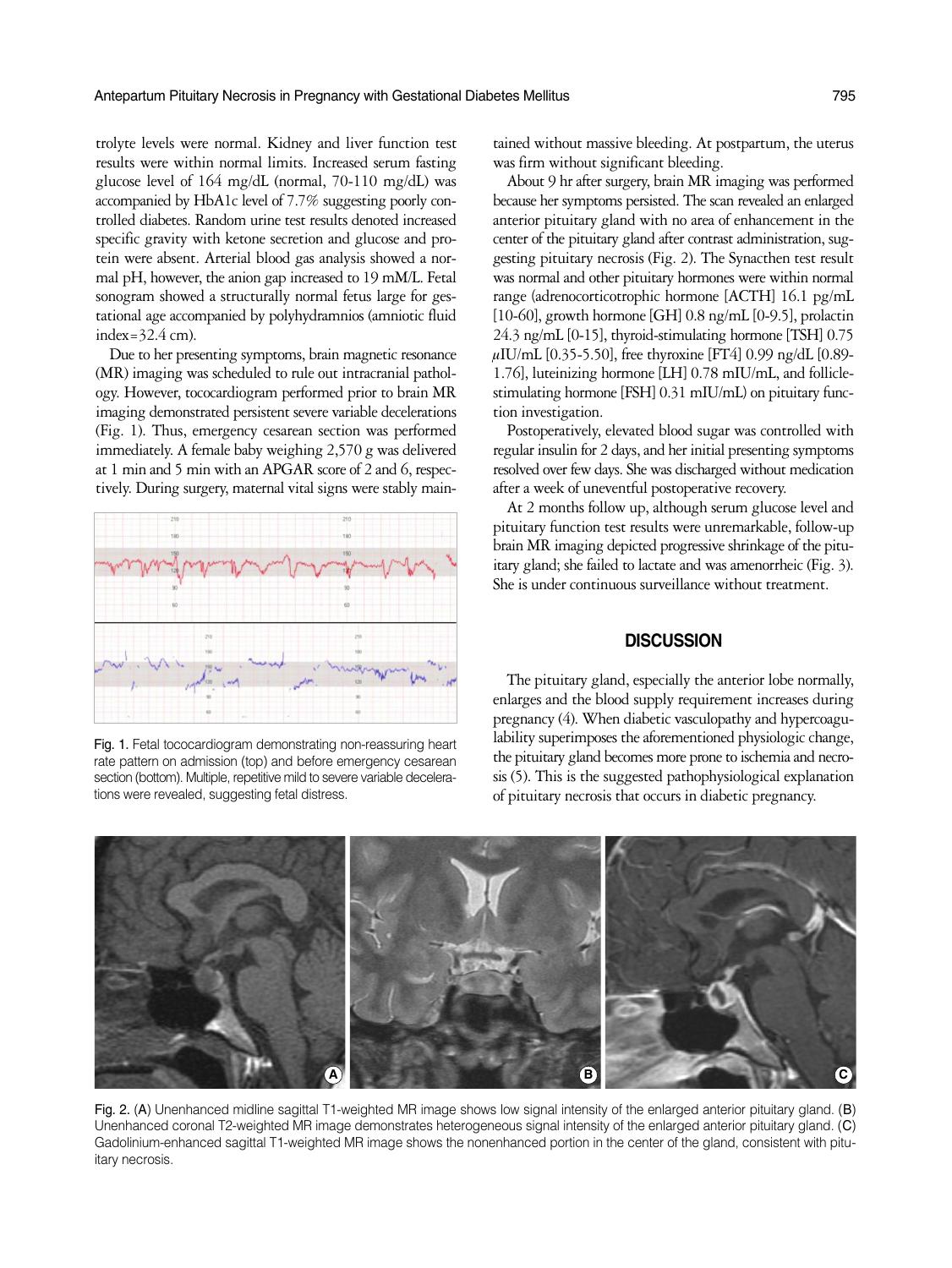trolyte levels were normal. Kidney and liver function test results were within normal limits. Increased serum fasting glucose level of 164 mg/dL (normal, 70-110 mg/dL) was accompanied by HbA1c level of 7.7% suggesting poorly controlled diabetes. Random urine test results denoted increased specific gravity with ketone secretion and glucose and protein were absent. Arterial blood gas analysis showed a normal pH, however, the anion gap increased to 19 mM/L. Fetal sonogram showed a structurally normal fetus large for gestational age accompanied by polyhydramnios (amniotic fluid index = 32.4 cm).

Due to her presenting symptoms, brain magnetic resonance (MR) imaging was scheduled to rule out intracranial pathology. However, tococardiogram performed prior to brain MR imaging demonstrated persistent severe variable decelerations (Fig. 1). Thus, emergency cesarean section was performed immediately. A female baby weighing 2,570 g was delivered at 1 min and 5 min with an APGAR score of 2 and 6, respectively. During surgery, maternal vital signs were stably maintained without massive bleeding. At postpartum, the uterus was firm without significant bleeding.

Fig. 1. Fetal tococardiogram demonstrating non-reassuring heart rate pattern on admission (top) and before emergency cesarean section (bottom). Multiple, repetitive mild to severe variable decelerations were revealed, suggesting fetal distress.

About 9 hr after surgery, brain MR imaging was performed because her symptoms persisted. The scan revealed an enlarged anterior pituitary gland with no area of enhancement in the center of the pituitary gland after contrast administration, suggesting pituitary necrosis (Fig. 2). The Synacthen test result was normal and other pituitary hormones were within normal range (adrenocorticotrophic hormone [ACTH] 16.1 pg/mL [10-60], growth hormone [GH] 0.8 ng/mL [0-9.5], prolactin 24.3 ng/mL [0-15], thyroid-stimulating hormone [TSH] 0.75 μIU/mL [0.35-5.50], free thyroxine [FT4] 0.99 ng/dL [0.89-1.76], luteinizing hormone [LH] 0.78 mIU/mL, and follicle-stimulating hormone [FSH] 0.31 mIU/mL) on pituitary function investigation.

Postoperatively, elevated blood sugar was controlled with regular insulin for 2 days, and her initial presenting symptoms resolved over few days. She was discharged without medication after a week of uneventful postoperative recovery.

At 2 months follow up, although serum glucose level and pituitary function test results were unremarkable, follow-up brain MR imaging depicted progressive shrinkage of the pituitary gland; she failed to lactate and was amenorrheic (Fig. 3). She is under continuous surveillance without treatment.

## DISCUSSION

The pituitary gland, especially the anterior lobe normally, enlarges and the blood supply requirement increases during pregnancy (4). When diabetic vasculopathy and hypercoagulability superimposes the aforementioned physiologic change, the pituitary gland becomes more prone to ischemia and necrosis (5). This is the suggested pathophysiological explanation of pituitary necrosis that occurs in diabetic pregnancy.

Fig. 2. (A) Unenhanced midline sagittal T1-weighted MR image shows low signal intensity of the enlarged anterior pituitary gland. (B) Unenhanced coronal T2-weighted MR image demonstrates heterogeneous signal intensity of the enlarged anterior pituitary gland. (C) Gadolinium-enhanced sagittal T1-weighted MR image shows the nonenhanced portion in the center of the gland, consistent with pituitary necrosis.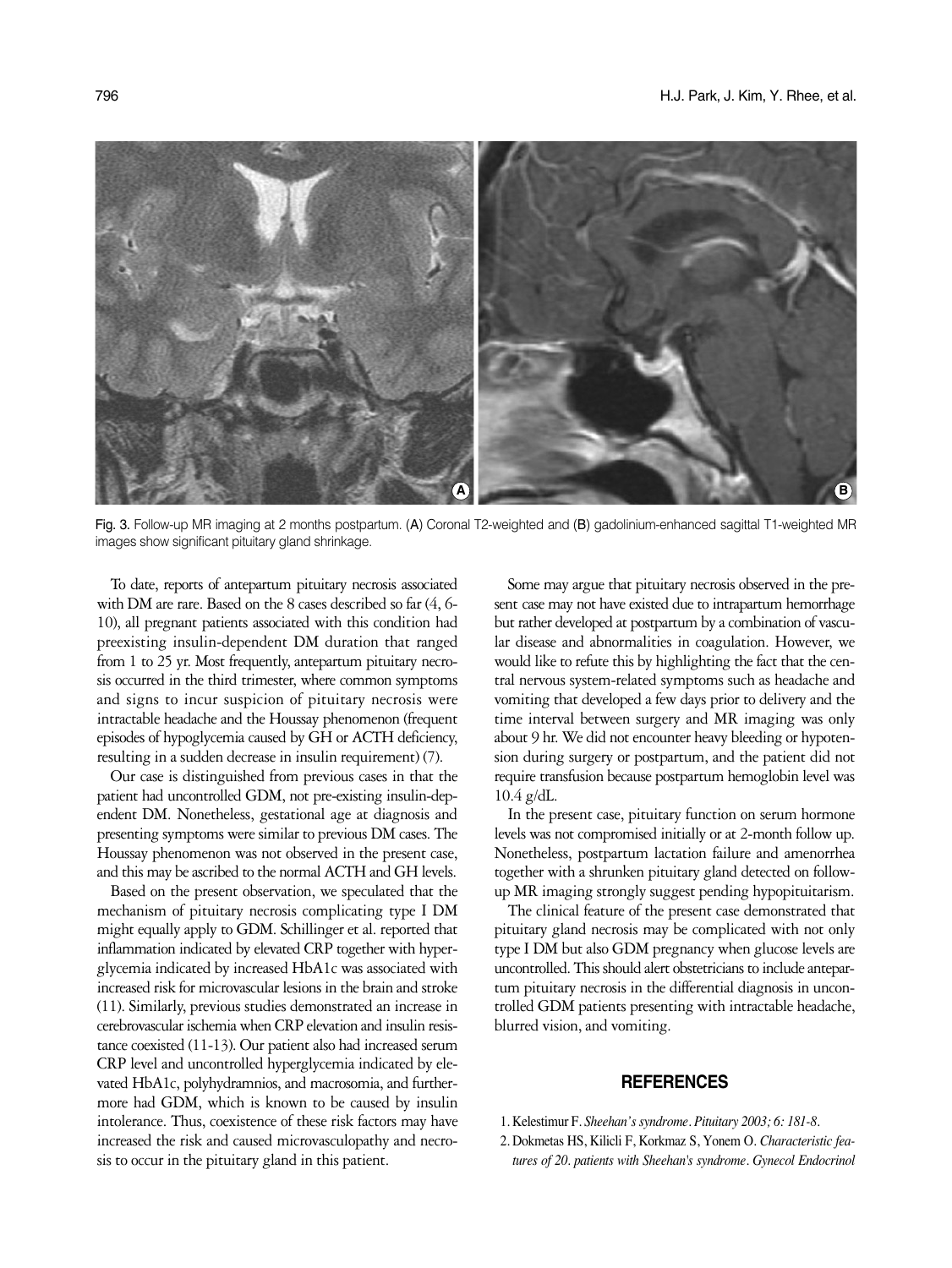Fig. 3. Follow-up MR imaging at 2 months postpartum. (A) Coronal T2-weighted and (B) gadolinium-enhanced sagittal T1-weighted MR images show significant pituitary gland shrinkage.

To date, reports of antepartum pituitary necrosis associated with DM are rare. Based on the 8 cases described so far (4, 6-10), all pregnant patients associated with this condition had preexisting insulin-dependent DM duration that ranged from 1 to 25 yr. Most frequently, antepartum pituitary necrosis occurred in the third trimester, where common symptoms and signs to incur suspicion of pituitary necrosis were intractable headache and the Houssay phenomenon (frequent episodes of hypoglycemia caused by GH or ACTH deficiency, resulting in a sudden decrease in insulin requirement) (7).

Our case is distinguished from previous cases in that the patient had uncontrolled GDM, not pre-existing insulin-dependent DM. Nonetheless, gestational age at diagnosis and presenting symptoms were similar to previous DM cases. The Houssay phenomenon was not observed in the present case, and this may be ascribed to the normal ACTH and GH levels.

Based on the present observation, we speculated that the mechanism of pituitary necrosis complicating type I DM might equally apply to GDM. Schillinger et al. reported that inflammation indicated by elevated CRP together with hyperglycemia indicated by increased HbA1c was associated with increased risk for microvascular lesions in the brain and stroke (11). Similarly, previous studies demonstrated an increase in cerebrovascular ischemia when CRP elevation and insulin resistance coexisted (11-13). Our patient also had increased serum CRP level and uncontrolled hyperglycemia indicated by elevated HbA1c, polyhydramnios, and macrosomia, and furthermore had GDM, which is known to be caused by insulin intolerance. Thus, coexistence of these risk factors may have increased the risk and caused microvasculopathy and necrosis to occur in the pituitary gland in this patient.

Some may argue that pituitary necrosis observed in the present case may not have existed due to intrapartum hemorrhage but rather developed at postpartum by a combination of vascular disease and abnormalities in coagulation. However, we would like to refute this by highlighting the fact that the central nervous system-related symptoms such as headache and vomiting that developed a few days prior to delivery and the time interval between surgery and MR imaging was only about 9 hr. We did not encounter heavy bleeding or hypotension during surgery or postpartum, and the patient did not require transfusion because postpartum hemoglobin level was 10.4 g/dL.

In the present case, pituitary function on serum hormone levels was not compromised initially or at 2-month follow up. Nonetheless, postpartum lactation failure and amenorrhea together with a shrunken pituitary gland detected on follow-up MR imaging strongly suggest pending hypopituitarism.

The clinical feature of the present case demonstrated that pituitary gland necrosis may be complicated with not only type I DM but also GDM pregnancy when glucose levels are uncontrolled. This should alert obstetricians to include antepartum pituitary necrosis in the differential diagnosis in uncontrolled GDM patients presenting with intractable headache, blurred vision, and vomiting.

## REFERENCES

1. Kelestimur F. *Sheehan's syndrome. Pituitary 2003; 6: 181-8.*
2. Dokmetas HS, Kilicli F, Korkmaz S, Yonem O. *Characteristic features of 20. patients with Sheehan's syndrome. Gynecol Endocrinol*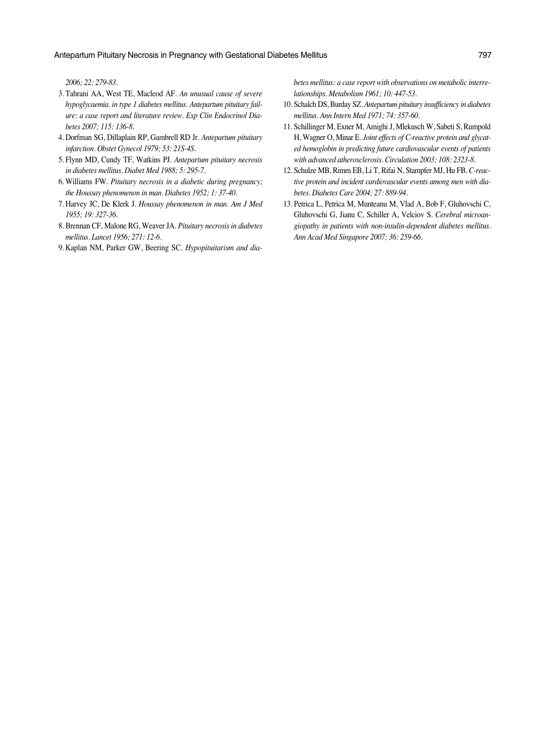*2006; 22: 279-83*.

3. Tahrani AA, West TE, Macleod AF. *An unusual cause of severe hypoglycaemia. in type 1 diabetes mellitus. Antepartum pituitary failure: a case report and literature review. Exp Clin Endocrinol Diabetes 2007; 115: 136-8*.
4. Dorfman SG, Dillaplain RP, Gambrell RD Jr. *Antepartum pituitary infarction. Obstet Gynecol 1979; 53: 21S-4S*.
5. Flynn MD, Cundy TF, Watkins PJ. *Antepartum pituitary necrosis in diabetes mellitus. Diabet Med 1988; 5: 295-7*.
6. Williams FW. *Pituitary necrosis in a diabetic during pregnancy; the Houssay phenomenon in man. Diabetes 1952; 1: 37-40*.
7. Harvey JC, De Klerk J. *Houssay phenomenon in man. Am J Med 1955; 19: 327-36*.
8. Brennan CF, Malone RG, Weaver JA. *Pituitary necrosis in diabetes mellitus. Lancet 1956; 271: 12-6*.
9. Kaplan NM, Parker GW, Beering SC. *Hypopituitarism and diabetes mellitus: a case report with observations on metabolic interrelationships. Metabolism 1961; 10: 447-53*.
10. Schalch DS, Burday SZ. *Antepartum pituitary insufficiency in diabetes mellitus. Ann Intern Med 1971; 74: 357-60*.
11. Schillinger M, Exner M, Amighi J, Mlekusch W, Sabeti S, Rumpold H, Wagner O, Minar E. *Joint effects of C-reactive protein and glycated hemoglobin in predicting future cardiovascular events of patients with advanced atherosclerosis. Circulation 2003; 108: 2323-8*.
12. Schulze MB, Rimm EB, Li T, Rifai N, Stampfer MJ, Hu FB. *C-reactive protein and incident cardiovascular events among men with diabetes. Diabetes Care 2004; 27: 889-94*.
13. Petrica L, Petrica M, Munteanu M, Vlad A, Bob F, Gluhovschi C, Gluhovschi G, Jianu C, Schiller A, Velciov S. *Cerebral microangiopathy in patients with non-insulin-dependent diabetes mellitus. Ann Acad Med Singapore 2007; 36: 259-66*.